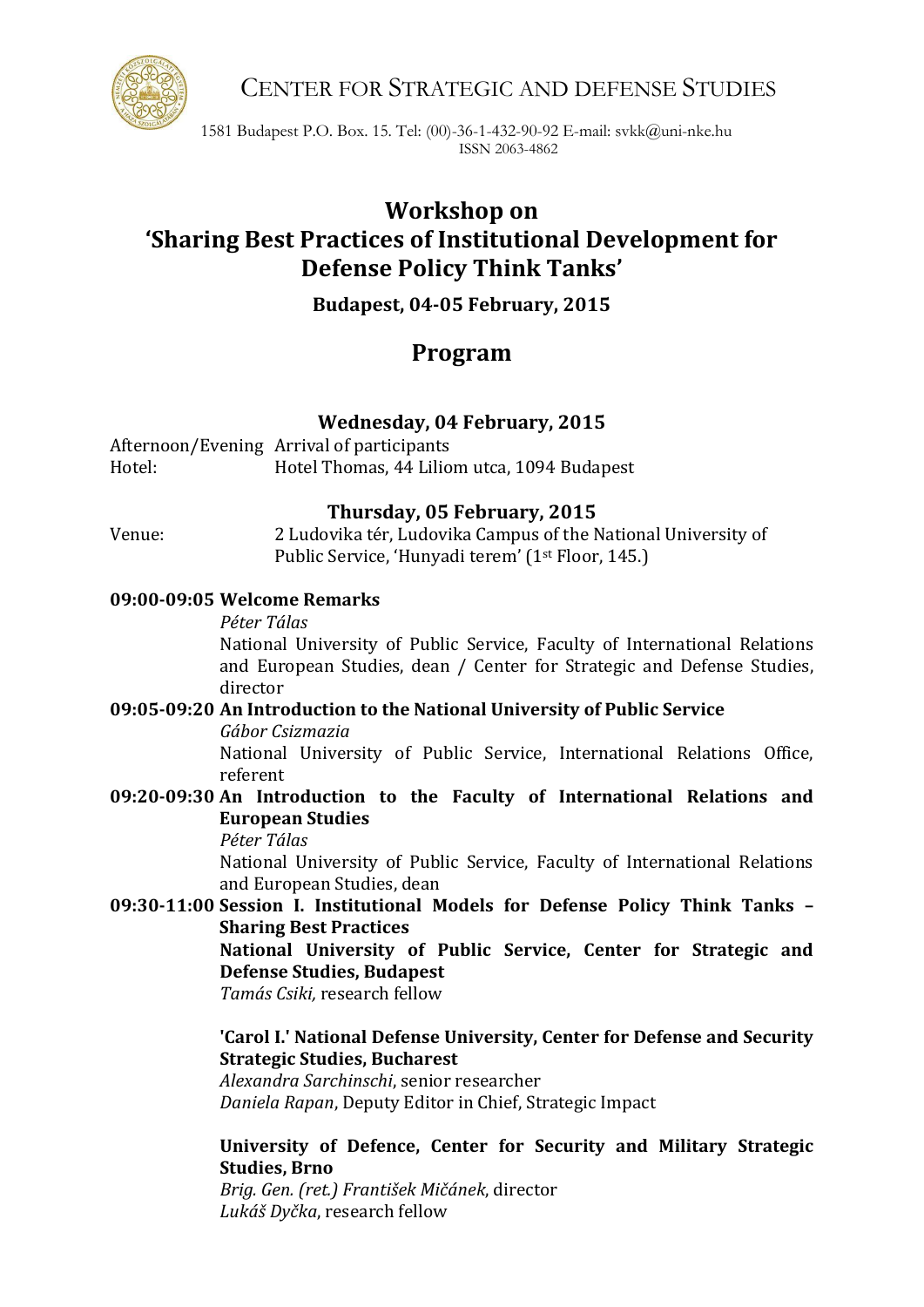CENTER FOR STRATEGIC AND DEFENSE STUDIES

1581 Budapest P.O. Box. 15. Tel: (00)-36-1-432-90-92 E-mail: svkk@uni-nke.hu
ISSN 2063-4862

# Workshop on 'Sharing Best Practices of Institutional Development for Defense Policy Think Tanks'

### Budapest, 04-05 February, 2015

## Program

### Wednesday, 04 February, 2015

Afternoon/Evening: Arrival of participants
Hotel: Hotel Thomas, 44 Liliom utca, 1094 Budapest

### Thursday, 05 February, 2015

Venue: 2 Ludovika tér, Ludovika Campus of the National University of Public Service, 'Hunyadi terem' (1st Floor, 145.)

**09:00-09:05 Welcome Remarks**
*Péter Tálas*
National University of Public Service, Faculty of International Relations and European Studies, dean / Center for Strategic and Defense Studies, director

**09:05-09:20 An Introduction to the National University of Public Service**
*Gábor Csizmazia*
National University of Public Service, International Relations Office, referent

**09:20-09:30 An Introduction to the Faculty of International Relations and European Studies**
*Péter Tálas*
National University of Public Service, Faculty of International Relations and European Studies, dean

**09:30-11:00 Session I. Institutional Models for Defense Policy Think Tanks – Sharing Best Practices**

**National University of Public Service, Center for Strategic and Defense Studies, Budapest**
*Tamás Csiki,* research fellow

**'Carol I.' National Defense University, Center for Defense and Security Strategic Studies, Bucharest**
*Alexandra Sarchinschi*, senior researcher
*Daniela Rapan*, Deputy Editor in Chief, Strategic Impact

**University of Defence, Center for Security and Military Strategic Studies, Brno**
*Brig. Gen. (ret.) František Mičánek*, director
*Lukáš Dyčka*, research fellow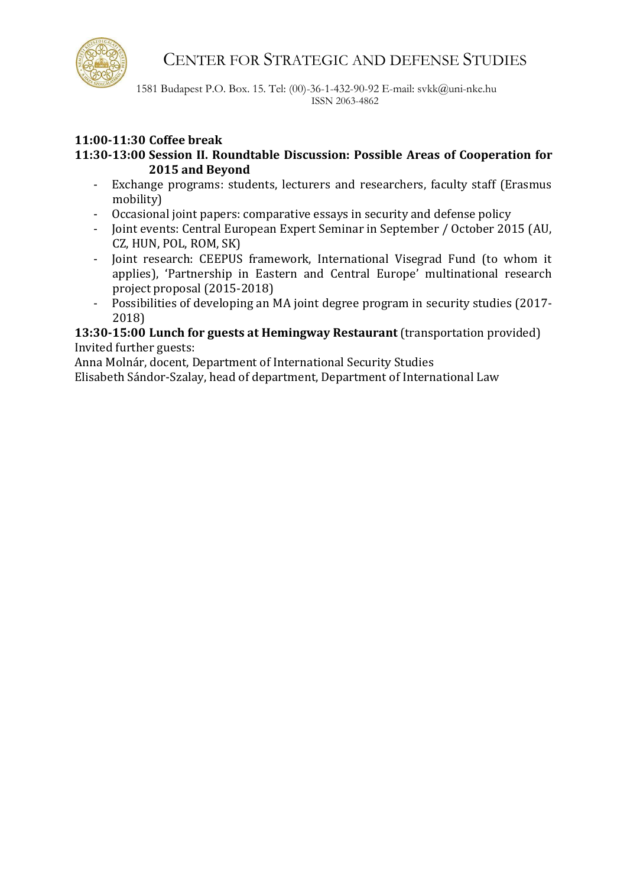**11:00-11:30 Coffee break**

**11:30-13:00 Session II. Roundtable Discussion: Possible Areas of Cooperation for 2015 and Beyond**

- Exchange programs: students, lecturers and researchers, faculty staff (Erasmus mobility)
- Occasional joint papers: comparative essays in security and defense policy
- Joint events: Central European Expert Seminar in September / October 2015 (AU, CZ, HUN, POL, ROM, SK)
- Joint research: CEEPUS framework, International Visegrad Fund (to whom it applies), 'Partnership in Eastern and Central Europe' multinational research project proposal (2015-2018)
- Possibilities of developing an MA joint degree program in security studies (2017-2018)

**13:30-15:00 Lunch for guests at Hemingway Restaurant** (transportation provided)

Invited further guests:

Anna Molnár, docent, Department of International Security Studies

Elisabeth Sándor-Szalay, head of department, Department of International Law